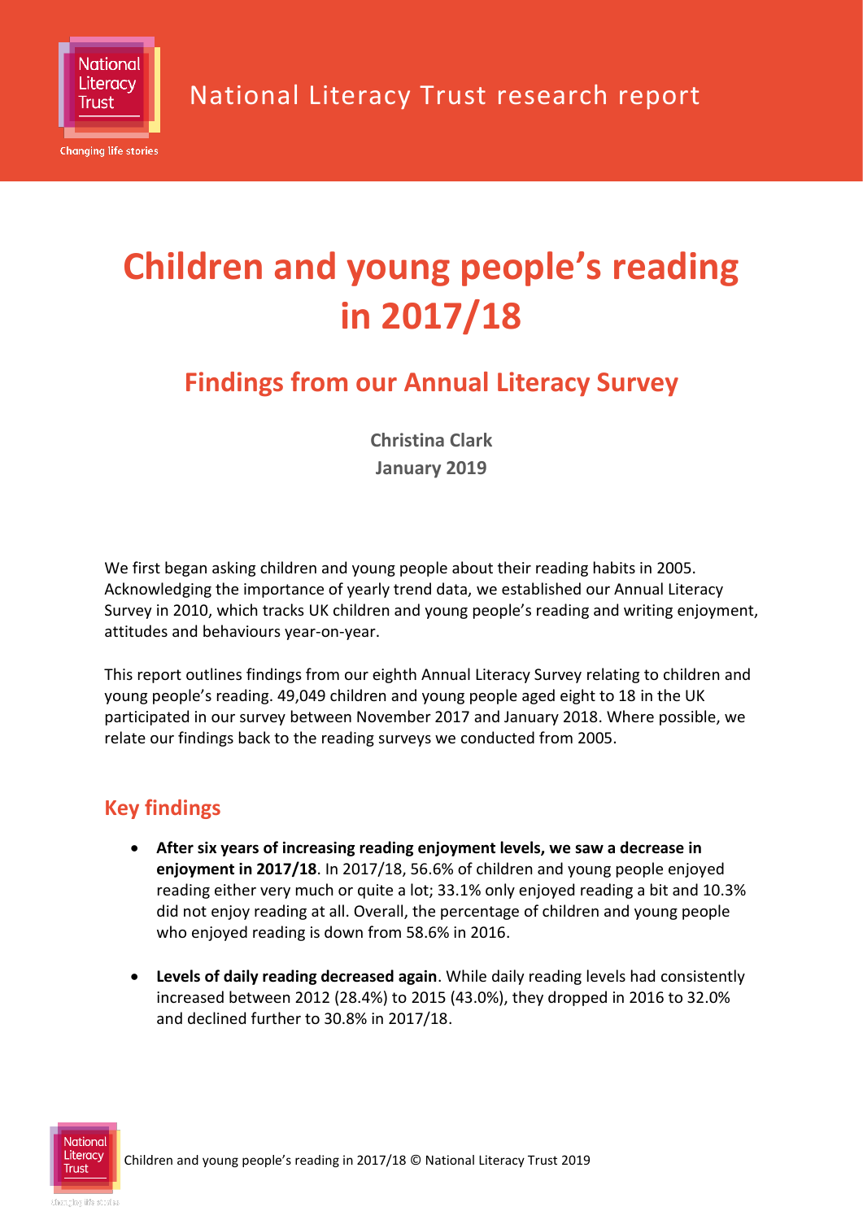National Literacy Trust research report

# Children and young people's reading in 2017/18

## Findings from our Annual Literacy Survey

**Christina Clark**
**January 2019**

We first began asking children and young people about their reading habits in 2005. Acknowledging the importance of yearly trend data, we established our Annual Literacy Survey in 2010, which tracks UK children and young people's reading and writing enjoyment, attitudes and behaviours year-on-year.

This report outlines findings from our eighth Annual Literacy Survey relating to children and young people's reading. 49,049 children and young people aged eight to 18 in the UK participated in our survey between November 2017 and January 2018. Where possible, we relate our findings back to the reading surveys we conducted from 2005.

## Key findings

- **After six years of increasing reading enjoyment levels, we saw a decrease in enjoyment in 2017/18**. In 2017/18, 56.6% of children and young people enjoyed reading either very much or quite a lot; 33.1% only enjoyed reading a bit and 10.3% did not enjoy reading at all. Overall, the percentage of children and young people who enjoyed reading is down from 58.6% in 2016.

- **Levels of daily reading decreased again**. While daily reading levels had consistently increased between 2012 (28.4%) to 2015 (43.0%), they dropped in 2016 to 32.0% and declined further to 30.8% in 2017/18.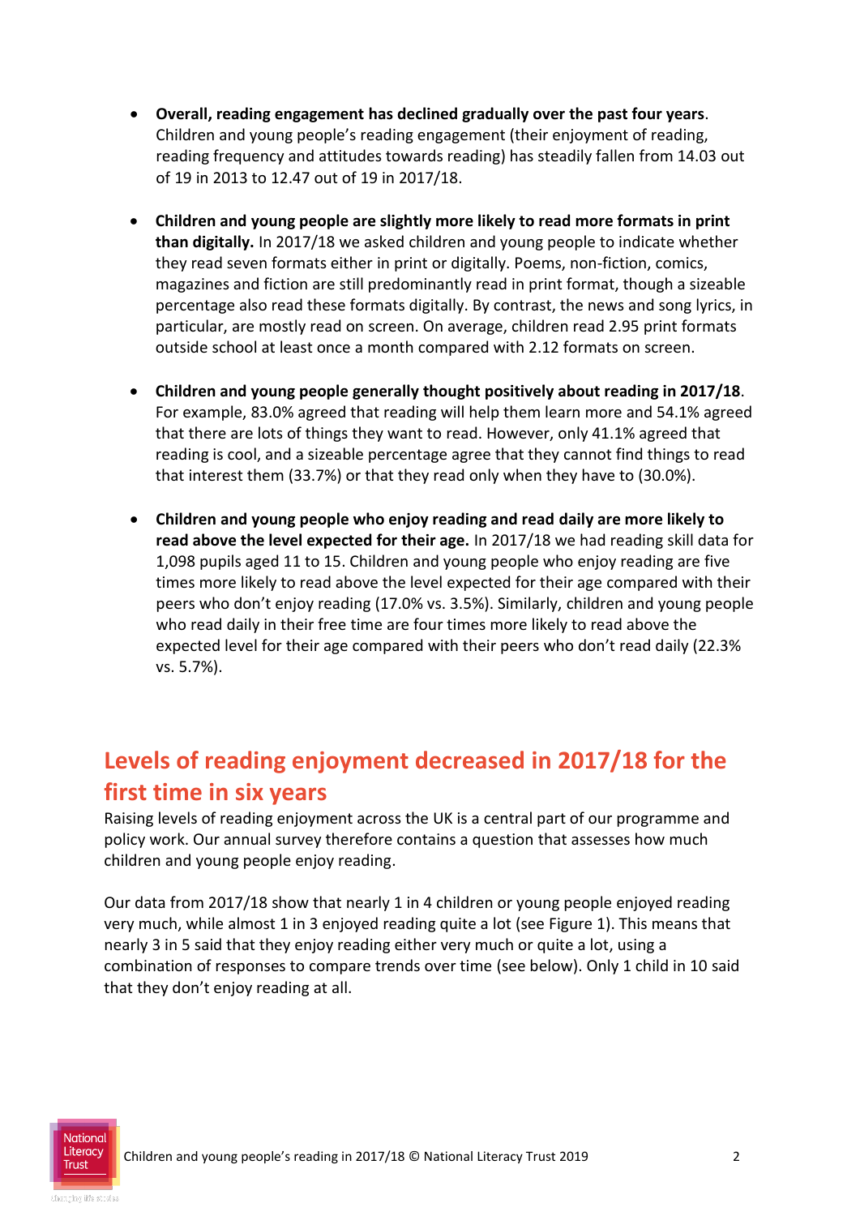- **Overall, reading engagement has declined gradually over the past four years**. Children and young people's reading engagement (their enjoyment of reading, reading frequency and attitudes towards reading) has steadily fallen from 14.03 out of 19 in 2013 to 12.47 out of 19 in 2017/18.

- **Children and young people are slightly more likely to read more formats in print than digitally.** In 2017/18 we asked children and young people to indicate whether they read seven formats either in print or digitally. Poems, non-fiction, comics, magazines and fiction are still predominantly read in print format, though a sizeable percentage also read these formats digitally. By contrast, the news and song lyrics, in particular, are mostly read on screen. On average, children read 2.95 print formats outside school at least once a month compared with 2.12 formats on screen.

- **Children and young people generally thought positively about reading in 2017/18**. For example, 83.0% agreed that reading will help them learn more and 54.1% agreed that there are lots of things they want to read. However, only 41.1% agreed that reading is cool, and a sizeable percentage agree that they cannot find things to read that interest them (33.7%) or that they read only when they have to (30.0%).

- **Children and young people who enjoy reading and read daily are more likely to read above the level expected for their age.** In 2017/18 we had reading skill data for 1,098 pupils aged 11 to 15. Children and young people who enjoy reading are five times more likely to read above the level expected for their age compared with their peers who don't enjoy reading (17.0% vs. 3.5%). Similarly, children and young people who read daily in their free time are four times more likely to read above the expected level for their age compared with their peers who don't read daily (22.3% vs. 5.7%).

## Levels of reading enjoyment decreased in 2017/18 for the first time in six years

Raising levels of reading enjoyment across the UK is a central part of our programme and policy work. Our annual survey therefore contains a question that assesses how much children and young people enjoy reading.

Our data from 2017/18 show that nearly 1 in 4 children or young people enjoyed reading very much, while almost 1 in 3 enjoyed reading quite a lot (see Figure 1). This means that nearly 3 in 5 said that they enjoy reading either very much or quite a lot, using a combination of responses to compare trends over time (see below). Only 1 child in 10 said that they don't enjoy reading at all.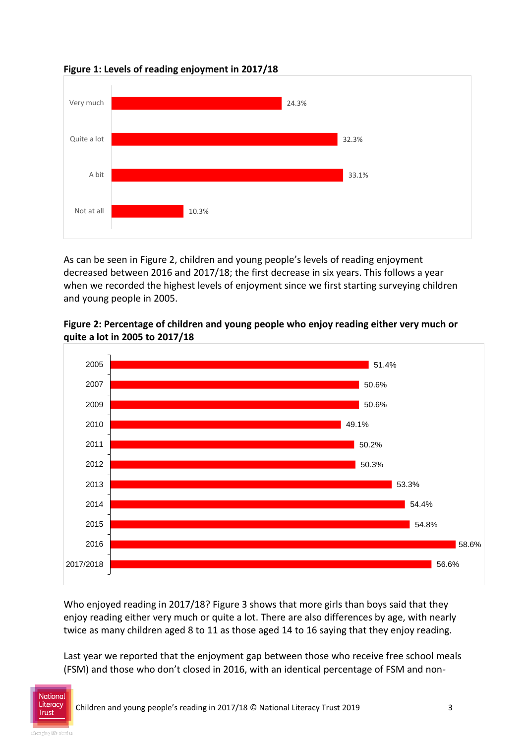**Figure 1: Levels of reading enjoyment in 2017/18**

| | |
|---|---|
| Very much | 24.3% |
| Quite a lot | 32.3% |
| A bit | 33.1% |
| Not at all | 10.3% |

As can be seen in Figure 2, children and young people's levels of reading enjoyment decreased between 2016 and 2017/18; the first decrease in six years. This follows a year when we recorded the highest levels of enjoyment since we first starting surveying children and young people in 2005.

**Figure 2: Percentage of children and young people who enjoy reading either very much or quite a lot in 2005 to 2017/18**

| | |
|---|---|
| 2005 | 51.4% |
| 2007 | 50.6% |
| 2009 | 50.6% |
| 2010 | 49.1% |
| 2011 | 50.2% |
| 2012 | 50.3% |
| 2013 | 53.3% |
| 2014 | 54.4% |
| 2015 | 54.8% |
| 2016 | 58.6% |
| 2017/2018 | 56.6% |

Who enjoyed reading in 2017/18? Figure 3 shows that more girls than boys said that they enjoy reading either very much or quite a lot. There are also differences by age, with nearly twice as many children aged 8 to 11 as those aged 14 to 16 saying that they enjoy reading.

Last year we reported that the enjoyment gap between those who receive free school meals (FSM) and those who don't closed in 2016, with an identical percentage of FSM and non-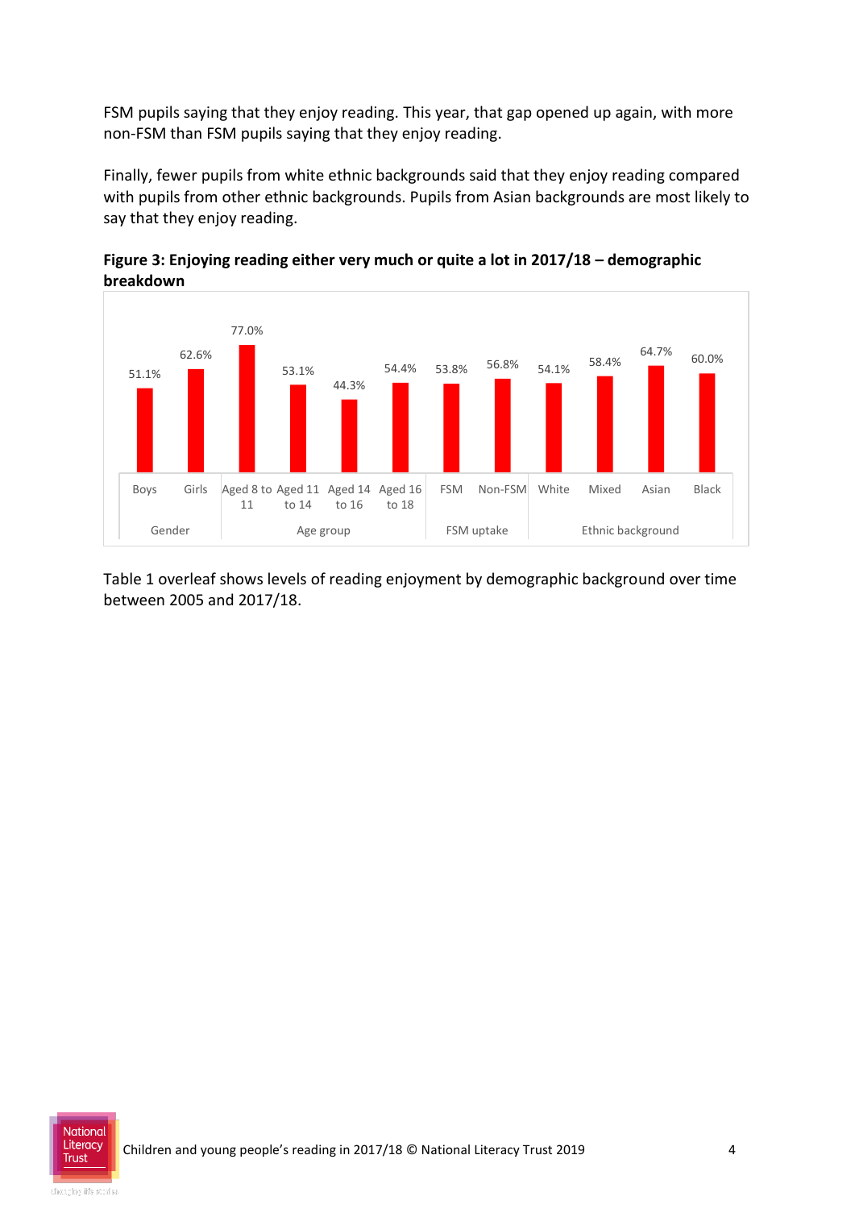FSM pupils saying that they enjoy reading. This year, that gap opened up again, with more non-FSM than FSM pupils saying that they enjoy reading.

Finally, fewer pupils from white ethnic backgrounds said that they enjoy reading compared with pupils from other ethnic backgrounds. Pupils from Asian backgrounds are most likely to say that they enjoy reading.

**Figure 3: Enjoying reading either very much or quite a lot in 2017/18 – demographic breakdown**

| Category | Group | % |
|---|---|---|
| Gender | Boys | 51.1% |
| | Girls | 62.6% |
| Age group | Aged 8 to 11 | 77.0% |
| | Aged 11 to 14 | 53.1% |
| | Aged 14 to 16 | 44.3% |
| | Aged 16 to 18 | 54.4% |
| FSM uptake | FSM | 53.8% |
| | Non-FSM | 56.8% |
| Ethnic background | White | 54.1% |
| | Mixed | 58.4% |
| | Asian | 64.7% |
| | Black | 60.0% |

Table 1 overleaf shows levels of reading enjoyment by demographic background over time between 2005 and 2017/18.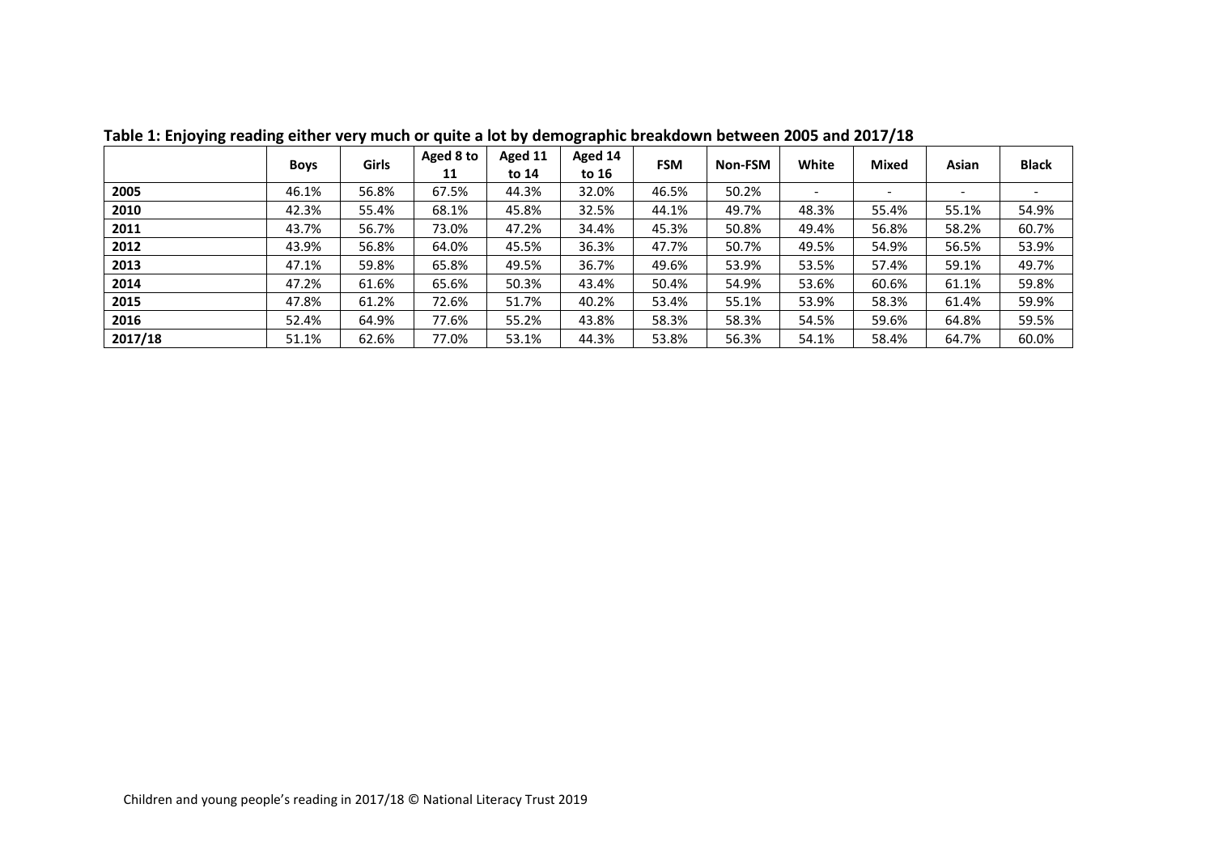**Table 1: Enjoying reading either very much or quite a lot by demographic breakdown between 2005 and 2017/18**

| | Boys | Girls | Aged 8 to 11 | Aged 11 to 14 | Aged 14 to 16 | FSM | Non-FSM | White | Mixed | Asian | Black |
|---|---|---|---|---|---|---|---|---|---|---|---|
| **2005** | 46.1% | 56.8% | 67.5% | 44.3% | 32.0% | 46.5% | 50.2% | - | - | - | - |
| **2010** | 42.3% | 55.4% | 68.1% | 45.8% | 32.5% | 44.1% | 49.7% | 48.3% | 55.4% | 55.1% | 54.9% |
| **2011** | 43.7% | 56.7% | 73.0% | 47.2% | 34.4% | 45.3% | 50.8% | 49.4% | 56.8% | 58.2% | 60.7% |
| **2012** | 43.9% | 56.8% | 64.0% | 45.5% | 36.3% | 47.7% | 50.7% | 49.5% | 54.9% | 56.5% | 53.9% |
| **2013** | 47.1% | 59.8% | 65.8% | 49.5% | 36.7% | 49.6% | 53.9% | 53.5% | 57.4% | 59.1% | 49.7% |
| **2014** | 47.2% | 61.6% | 65.6% | 50.3% | 43.4% | 50.4% | 54.9% | 53.6% | 60.6% | 61.1% | 59.8% |
| **2015** | 47.8% | 61.2% | 72.6% | 51.7% | 40.2% | 53.4% | 55.1% | 53.9% | 58.3% | 61.4% | 59.9% |
| **2016** | 52.4% | 64.9% | 77.6% | 55.2% | 43.8% | 58.3% | 58.3% | 54.5% | 59.6% | 64.8% | 59.5% |
| **2017/18** | 51.1% | 62.6% | 77.0% | 53.1% | 44.3% | 53.8% | 56.3% | 54.1% | 58.4% | 64.7% | 60.0% |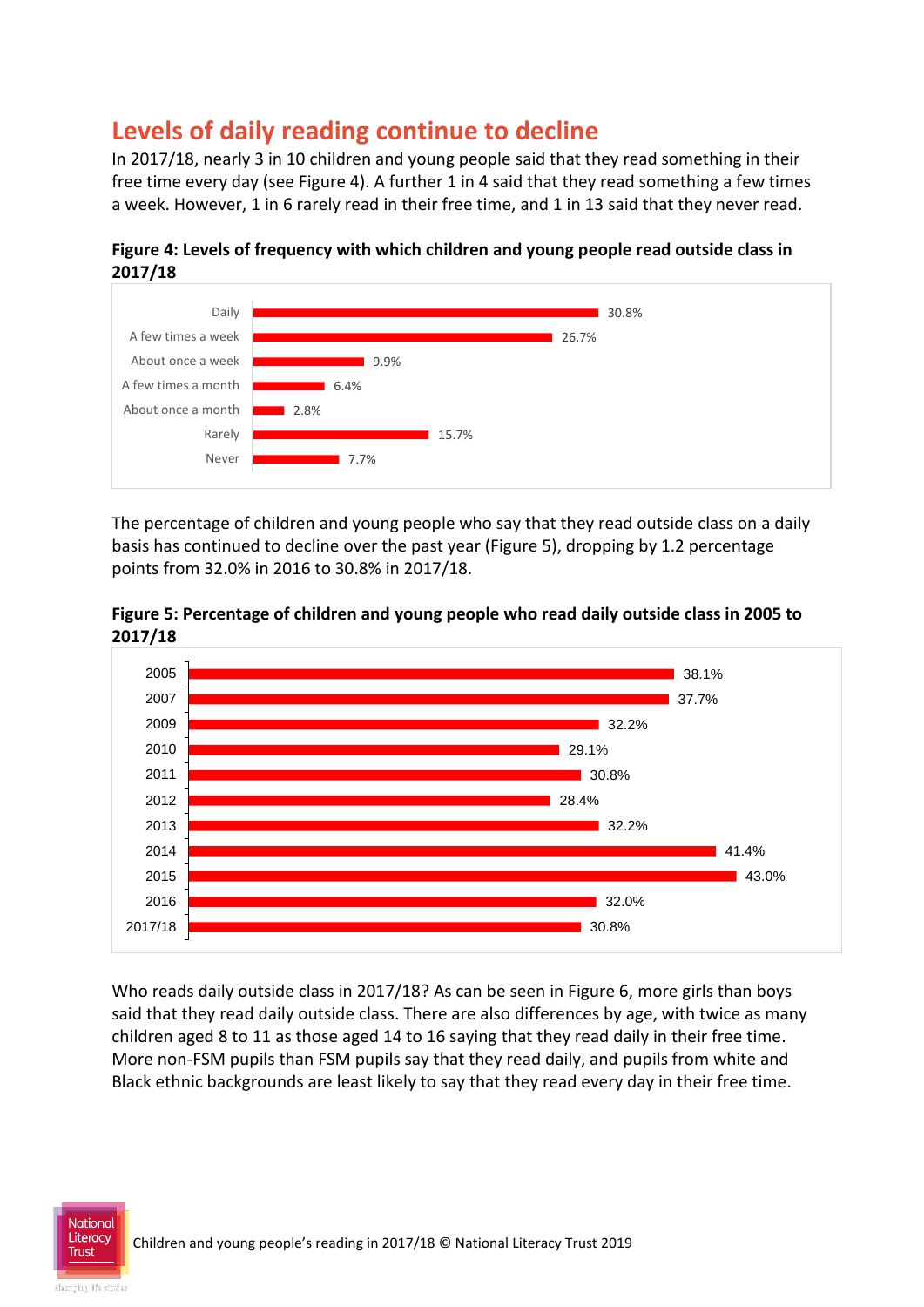## Levels of daily reading continue to decline

In 2017/18, nearly 3 in 10 children and young people said that they read something in their free time every day (see Figure 4). A further 1 in 4 said that they read something a few times a week. However, 1 in 6 rarely read in their free time, and 1 in 13 said that they never read.

**Figure 4: Levels of frequency with which children and young people read outside class in 2017/18**

| Frequency | % |
|---|---|
| Daily | 30.8% |
| A few times a week | 26.7% |
| About once a week | 9.9% |
| A few times a month | 6.4% |
| About once a month | 2.8% |
| Rarely | 15.7% |
| Never | 7.7% |

The percentage of children and young people who say that they read outside class on a daily basis has continued to decline over the past year (Figure 5), dropping by 1.2 percentage points from 32.0% in 2016 to 30.8% in 2017/18.

**Figure 5: Percentage of children and young people who read daily outside class in 2005 to 2017/18**

| Year | % |
|---|---|
| 2005 | 38.1% |
| 2007 | 37.7% |
| 2009 | 32.2% |
| 2010 | 29.1% |
| 2011 | 30.8% |
| 2012 | 28.4% |
| 2013 | 32.2% |
| 2014 | 41.4% |
| 2015 | 43.0% |
| 2016 | 32.0% |
| 2017/18 | 30.8% |

Who reads daily outside class in 2017/18? As can be seen in Figure 6, more girls than boys said that they read daily outside class. There are also differences by age, with twice as many children aged 8 to 11 as those aged 14 to 16 saying that they read daily in their free time. More non-FSM pupils than FSM pupils say that they read daily, and pupils from white and Black ethnic backgrounds are least likely to say that they read every day in their free time.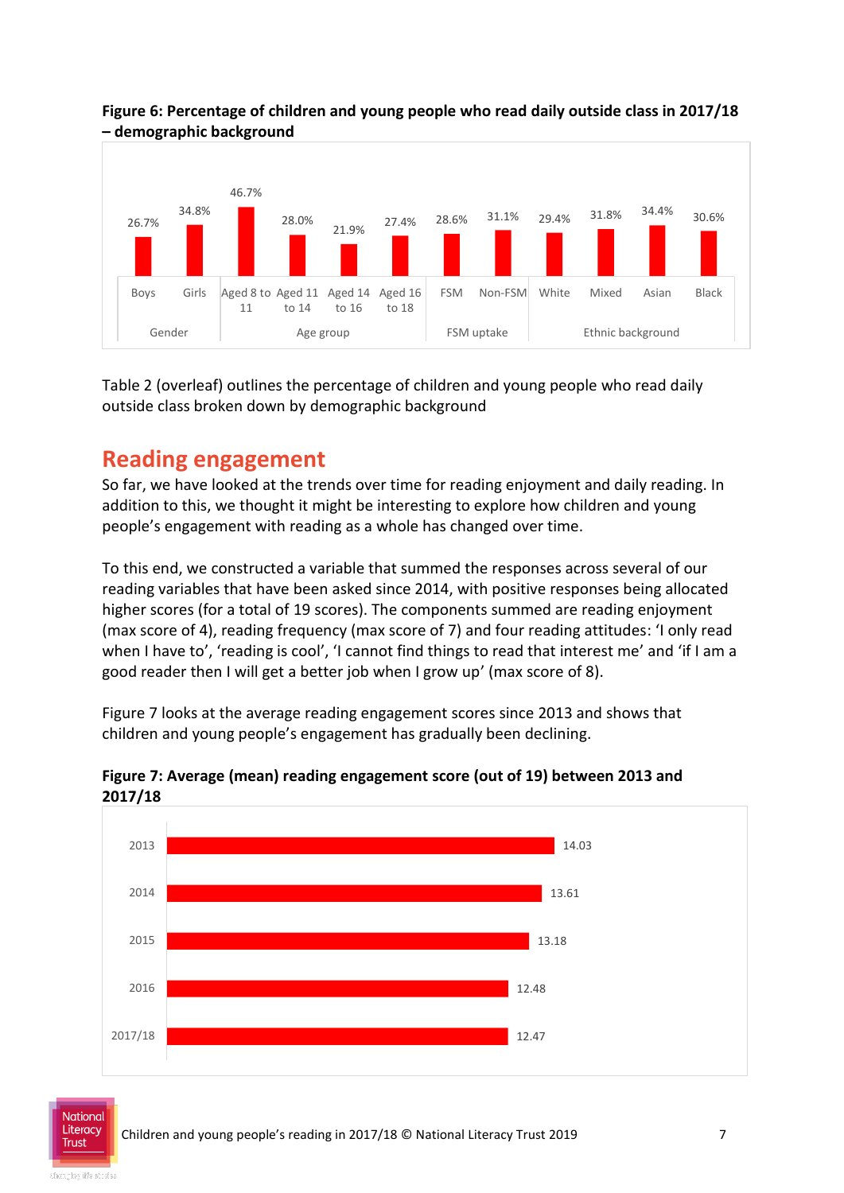**Figure 6: Percentage of children and young people who read daily outside class in 2017/18 – demographic background**

| Category | Group | % |
|---|---|---|
| Gender | Boys | 26.7% |
| | Girls | 34.8% |
| Age group | Aged 8 to 11 | 46.7% |
| | Aged 11 to 14 | 28.0% |
| | Aged 14 to 16 | 21.9% |
| | Aged 16 to 18 | 27.4% |
| FSM uptake | FSM | 28.6% |
| | Non-FSM | 31.1% |
| Ethnic background | White | 29.4% |
| | Mixed | 31.8% |
| | Asian | 34.4% |
| | Black | 30.6% |

Table 2 (overleaf) outlines the percentage of children and young people who read daily outside class broken down by demographic background

## Reading engagement

So far, we have looked at the trends over time for reading enjoyment and daily reading. In addition to this, we thought it might be interesting to explore how children and young people's engagement with reading as a whole has changed over time.

To this end, we constructed a variable that summed the responses across several of our reading variables that have been asked since 2014, with positive responses being allocated higher scores (for a total of 19 scores). The components summed are reading enjoyment (max score of 4), reading frequency (max score of 7) and four reading attitudes: 'I only read when I have to', 'reading is cool', 'I cannot find things to read that interest me' and 'if I am a good reader then I will get a better job when I grow up' (max score of 8).

Figure 7 looks at the average reading engagement scores since 2013 and shows that children and young people's engagement has gradually been declining.

**Figure 7: Average (mean) reading engagement score (out of 19) between 2013 and 2017/18**

| Year | Score |
|---|---|
| 2013 | 14.03 |
| 2014 | 13.61 |
| 2015 | 13.18 |
| 2016 | 12.48 |
| 2017/18 | 12.47 |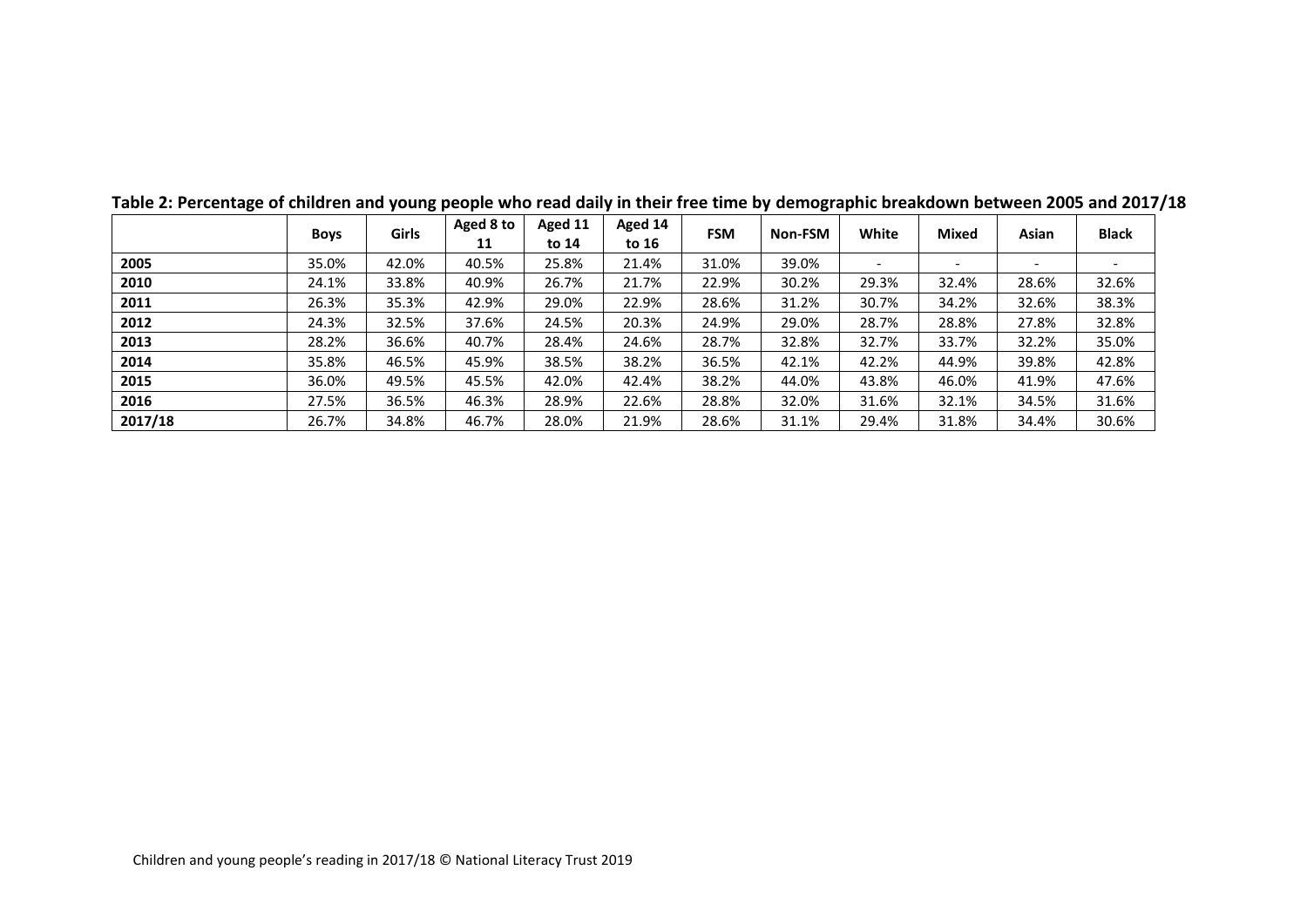**Table 2: Percentage of children and young people who read daily in their free time by demographic breakdown between 2005 and 2017/18**

| | Boys | Girls | Aged 8 to 11 | Aged 11 to 14 | Aged 14 to 16 | FSM | Non-FSM | White | Mixed | Asian | Black |
|---|---|---|---|---|---|---|---|---|---|---|---|
| **2005** | 35.0% | 42.0% | 40.5% | 25.8% | 21.4% | 31.0% | 39.0% | - | - | - | - |
| **2010** | 24.1% | 33.8% | 40.9% | 26.7% | 21.7% | 22.9% | 30.2% | 29.3% | 32.4% | 28.6% | 32.6% |
| **2011** | 26.3% | 35.3% | 42.9% | 29.0% | 22.9% | 28.6% | 31.2% | 30.7% | 34.2% | 32.6% | 38.3% |
| **2012** | 24.3% | 32.5% | 37.6% | 24.5% | 20.3% | 24.9% | 29.0% | 28.7% | 28.8% | 27.8% | 32.8% |
| **2013** | 28.2% | 36.6% | 40.7% | 28.4% | 24.6% | 28.7% | 32.8% | 32.7% | 33.7% | 32.2% | 35.0% |
| **2014** | 35.8% | 46.5% | 45.9% | 38.5% | 38.2% | 36.5% | 42.1% | 42.2% | 44.9% | 39.8% | 42.8% |
| **2015** | 36.0% | 49.5% | 45.5% | 42.0% | 42.4% | 38.2% | 44.0% | 43.8% | 46.0% | 41.9% | 47.6% |
| **2016** | 27.5% | 36.5% | 46.3% | 28.9% | 22.6% | 28.8% | 32.0% | 31.6% | 32.1% | 34.5% | 31.6% |
| **2017/18** | 26.7% | 34.8% | 46.7% | 28.0% | 21.9% | 28.6% | 31.1% | 29.4% | 31.8% | 34.4% | 30.6% |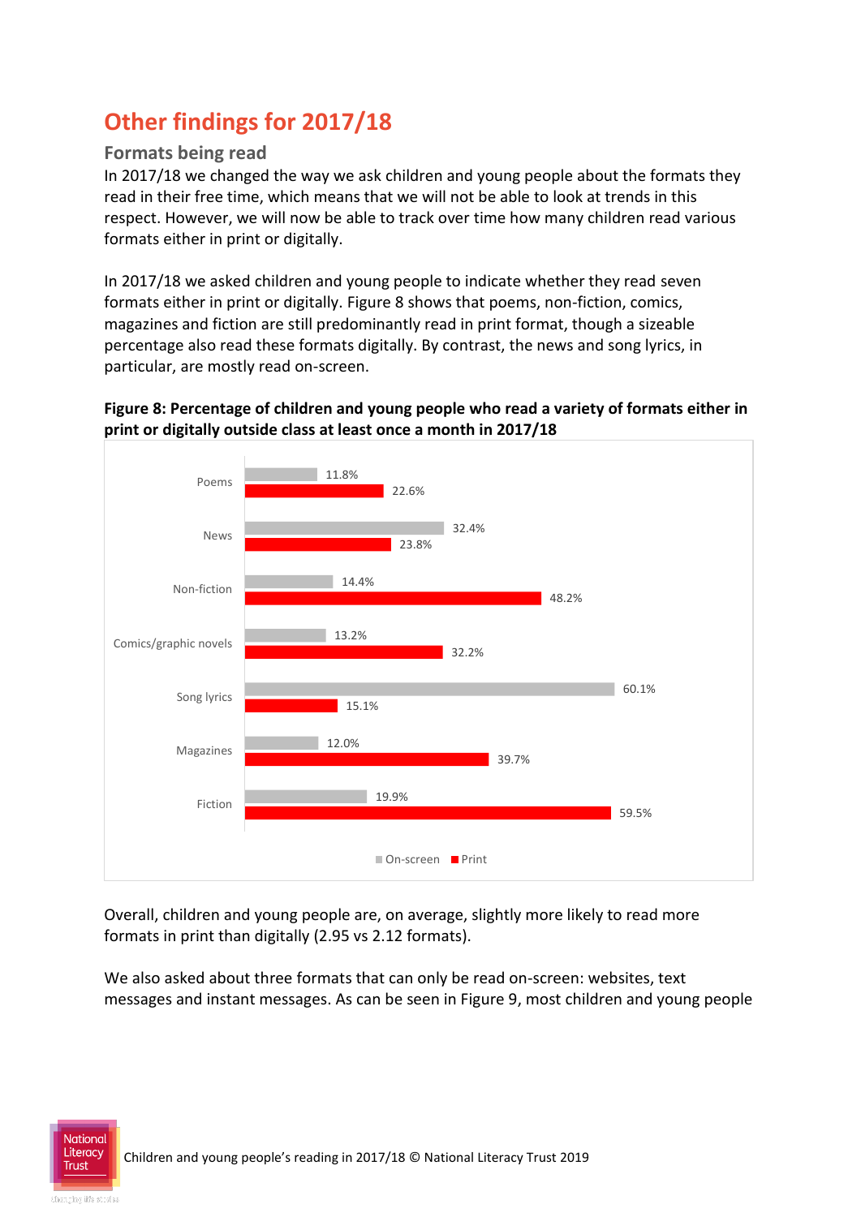# Other findings for 2017/18

## Formats being read

In 2017/18 we changed the way we ask children and young people about the formats they read in their free time, which means that we will not be able to look at trends in this respect. However, we will now be able to track over time how many children read various formats either in print or digitally.

In 2017/18 we asked children and young people to indicate whether they read seven formats either in print or digitally. Figure 8 shows that poems, non-fiction, comics, magazines and fiction are still predominantly read in print format, though a sizeable percentage also read these formats digitally. By contrast, the news and song lyrics, in particular, are mostly read on-screen.

**Figure 8: Percentage of children and young people who read a variety of formats either in print or digitally outside class at least once a month in 2017/18**

| Format | On-screen | Print |
|---|---|---|
| Poems | 11.8% | 22.6% |
| News | 32.4% | 23.8% |
| Non-fiction | 14.4% | 48.2% |
| Comics/graphic novels | 13.2% | 32.2% |
| Song lyrics | 60.1% | 15.1% |
| Magazines | 12.0% | 39.7% |
| Fiction | 19.9% | 59.5% |

Overall, children and young people are, on average, slightly more likely to read more formats in print than digitally (2.95 vs 2.12 formats).

We also asked about three formats that can only be read on-screen: websites, text messages and instant messages. As can be seen in Figure 9, most children and young people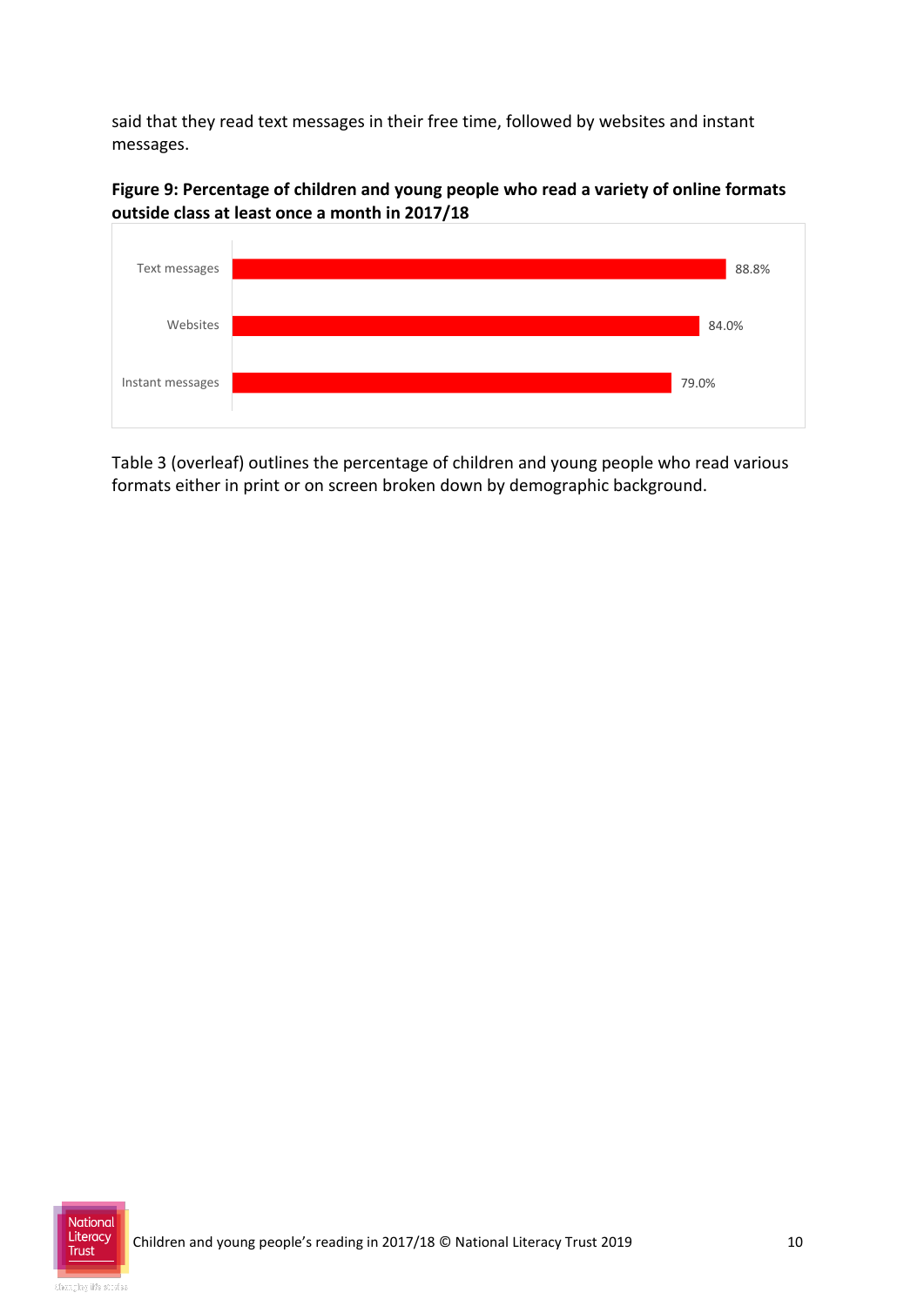said that they read text messages in their free time, followed by websites and instant messages.

**Figure 9: Percentage of children and young people who read a variety of online formats outside class at least once a month in 2017/18**

| Format | Percentage |
| --- | --- |
| Text messages | 88.8% |
| Websites | 84.0% |
| Instant messages | 79.0% |

Table 3 (overleaf) outlines the percentage of children and young people who read various formats either in print or on screen broken down by demographic background.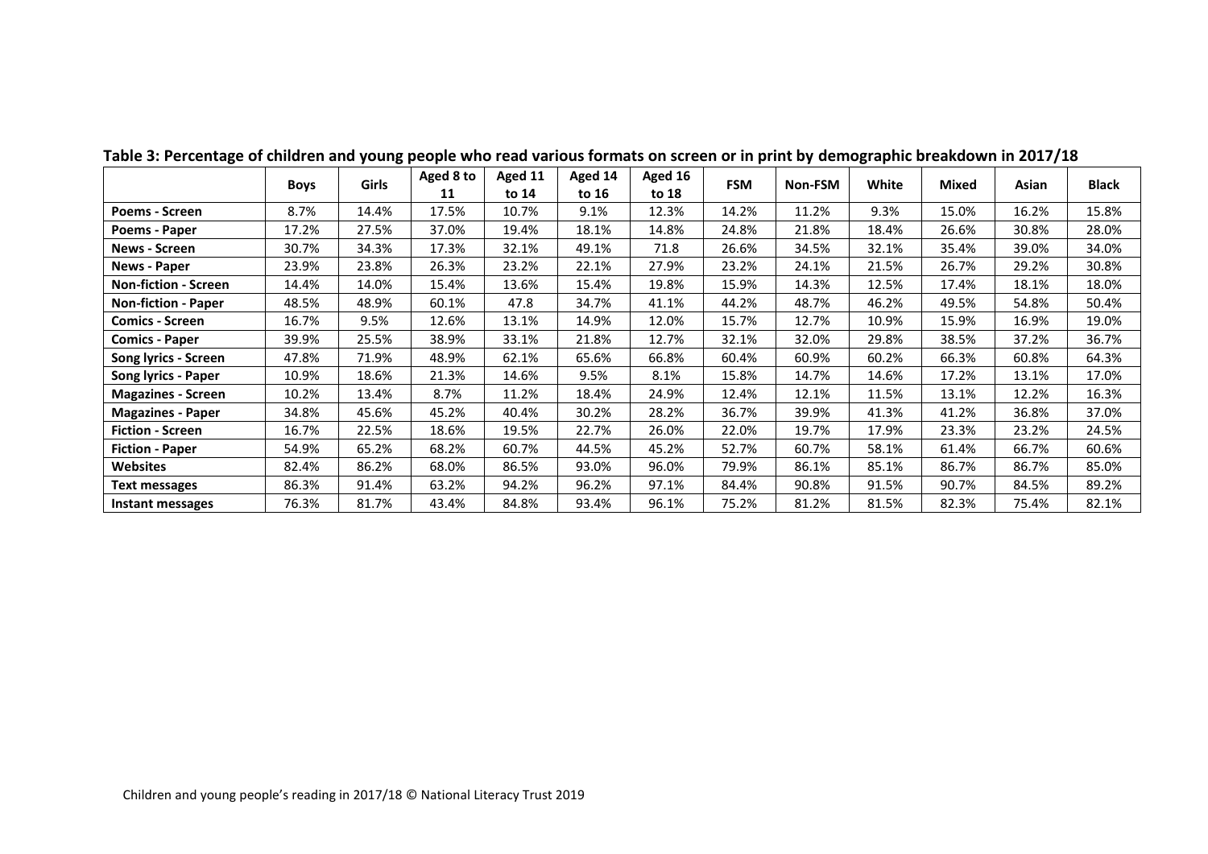**Table 3: Percentage of children and young people who read various formats on screen or in print by demographic breakdown in 2017/18**

| | Boys | Girls | Aged 8 to 11 | Aged 11 to 14 | Aged 14 to 16 | Aged 16 to 18 | FSM | Non-FSM | White | Mixed | Asian | Black |
|---|---|---|---|---|---|---|---|---|---|---|---|---|
| **Poems - Screen** | 8.7% | 14.4% | 17.5% | 10.7% | 9.1% | 12.3% | 14.2% | 11.2% | 9.3% | 15.0% | 16.2% | 15.8% |
| **Poems - Paper** | 17.2% | 27.5% | 37.0% | 19.4% | 18.1% | 14.8% | 24.8% | 21.8% | 18.4% | 26.6% | 30.8% | 28.0% |
| **News - Screen** | 30.7% | 34.3% | 17.3% | 32.1% | 49.1% | 71.8 | 26.6% | 34.5% | 32.1% | 35.4% | 39.0% | 34.0% |
| **News - Paper** | 23.9% | 23.8% | 26.3% | 23.2% | 22.1% | 27.9% | 23.2% | 24.1% | 21.5% | 26.7% | 29.2% | 30.8% |
| **Non-fiction - Screen** | 14.4% | 14.0% | 15.4% | 13.6% | 15.4% | 19.8% | 15.9% | 14.3% | 12.5% | 17.4% | 18.1% | 18.0% |
| **Non-fiction - Paper** | 48.5% | 48.9% | 60.1% | 47.8 | 34.7% | 41.1% | 44.2% | 48.7% | 46.2% | 49.5% | 54.8% | 50.4% |
| **Comics - Screen** | 16.7% | 9.5% | 12.6% | 13.1% | 14.9% | 12.0% | 15.7% | 12.7% | 10.9% | 15.9% | 16.9% | 19.0% |
| **Comics - Paper** | 39.9% | 25.5% | 38.9% | 33.1% | 21.8% | 12.7% | 32.1% | 32.0% | 29.8% | 38.5% | 37.2% | 36.7% |
| **Song lyrics - Screen** | 47.8% | 71.9% | 48.9% | 62.1% | 65.6% | 66.8% | 60.4% | 60.9% | 60.2% | 66.3% | 60.8% | 64.3% |
| **Song lyrics - Paper** | 10.9% | 18.6% | 21.3% | 14.6% | 9.5% | 8.1% | 15.8% | 14.7% | 14.6% | 17.2% | 13.1% | 17.0% |
| **Magazines - Screen** | 10.2% | 13.4% | 8.7% | 11.2% | 18.4% | 24.9% | 12.4% | 12.1% | 11.5% | 13.1% | 12.2% | 16.3% |
| **Magazines - Paper** | 34.8% | 45.6% | 45.2% | 40.4% | 30.2% | 28.2% | 36.7% | 39.9% | 41.3% | 41.2% | 36.8% | 37.0% |
| **Fiction - Screen** | 16.7% | 22.5% | 18.6% | 19.5% | 22.7% | 26.0% | 22.0% | 19.7% | 17.9% | 23.3% | 23.2% | 24.5% |
| **Fiction - Paper** | 54.9% | 65.2% | 68.2% | 60.7% | 44.5% | 45.2% | 52.7% | 60.7% | 58.1% | 61.4% | 66.7% | 60.6% |
| **Websites** | 82.4% | 86.2% | 68.0% | 86.5% | 93.0% | 96.0% | 79.9% | 86.1% | 85.1% | 86.7% | 86.7% | 85.0% |
| **Text messages** | 86.3% | 91.4% | 63.2% | 94.2% | 96.2% | 97.1% | 84.4% | 90.8% | 91.5% | 90.7% | 84.5% | 89.2% |
| **Instant messages** | 76.3% | 81.7% | 43.4% | 84.8% | 93.4% | 96.1% | 75.2% | 81.2% | 81.5% | 82.3% | 75.4% | 82.1% |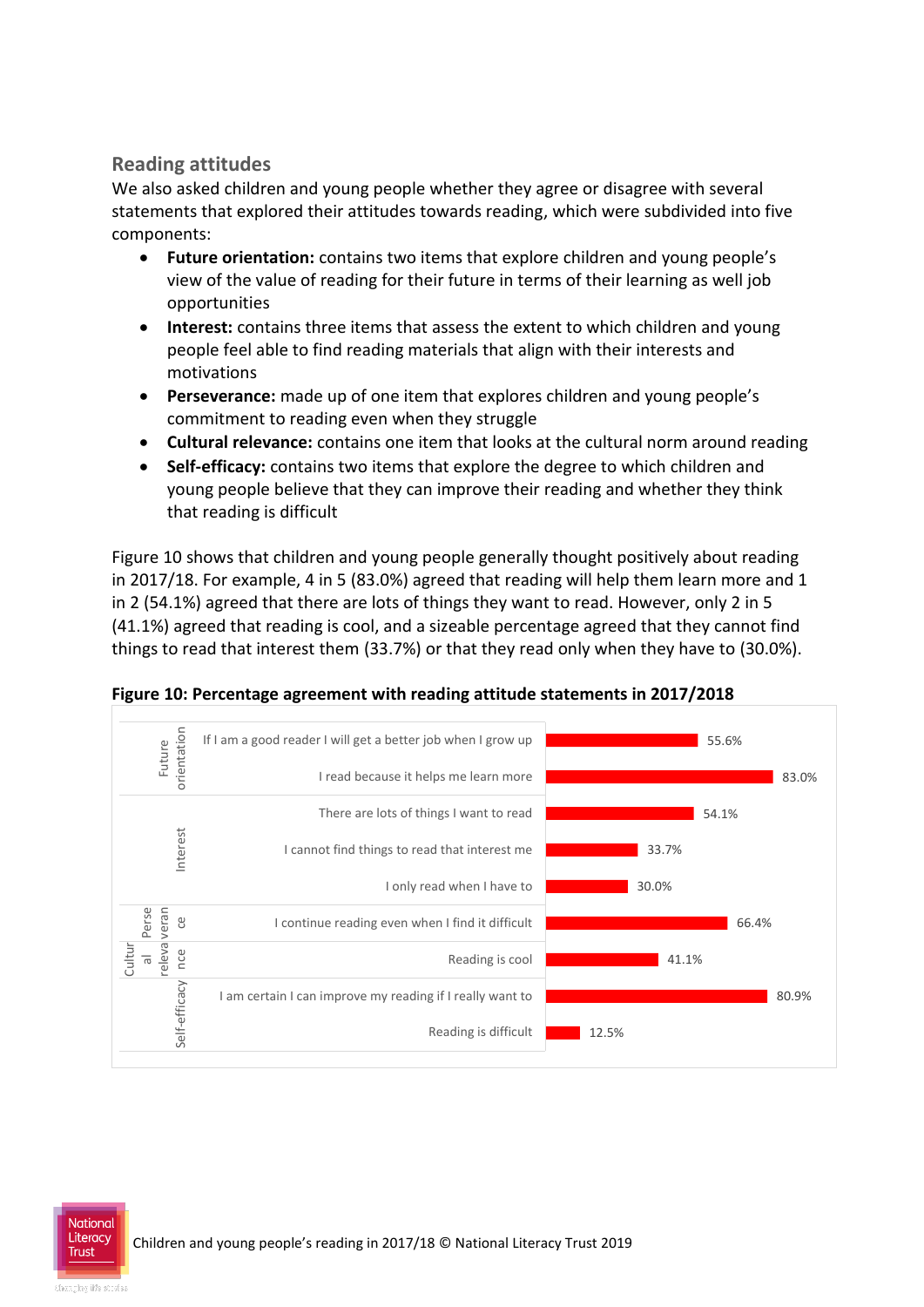## Reading attitudes

We also asked children and young people whether they agree or disagree with several statements that explored their attitudes towards reading, which were subdivided into five components:

- **Future orientation:** contains two items that explore children and young people's view of the value of reading for their future in terms of their learning as well job opportunities
- **Interest:** contains three items that assess the extent to which children and young people feel able to find reading materials that align with their interests and motivations
- **Perseverance:** made up of one item that explores children and young people's commitment to reading even when they struggle
- **Cultural relevance:** contains one item that looks at the cultural norm around reading
- **Self-efficacy:** contains two items that explore the degree to which children and young people believe that they can improve their reading and whether they think that reading is difficult

Figure 10 shows that children and young people generally thought positively about reading in 2017/18. For example, 4 in 5 (83.0%) agreed that reading will help them learn more and 1 in 2 (54.1%) agreed that there are lots of things they want to read. However, only 2 in 5 (41.1%) agreed that reading is cool, and a sizeable percentage agreed that they cannot find things to read that interest them (33.7%) or that they read only when they have to (30.0%).

**Figure 10: Percentage agreement with reading attitude statements in 2017/2018**

| Component | Statement | % agreement |
|---|---|---|
| Future orientation | If I am a good reader I will get a better job when I grow up | 55.6% |
| | I read because it helps me learn more | 83.0% |
| Interest | There are lots of things I want to read | 54.1% |
| | I cannot find things to read that interest me | 33.7% |
| | I only read when I have to | 30.0% |
| Perseverance | I continue reading even when I find it difficult | 66.4% |
| Cultural relevance | Reading is cool | 41.1% |
| Self-efficacy | I am certain I can improve my reading if I really want to | 80.9% |
| | Reading is difficult | 12.5% |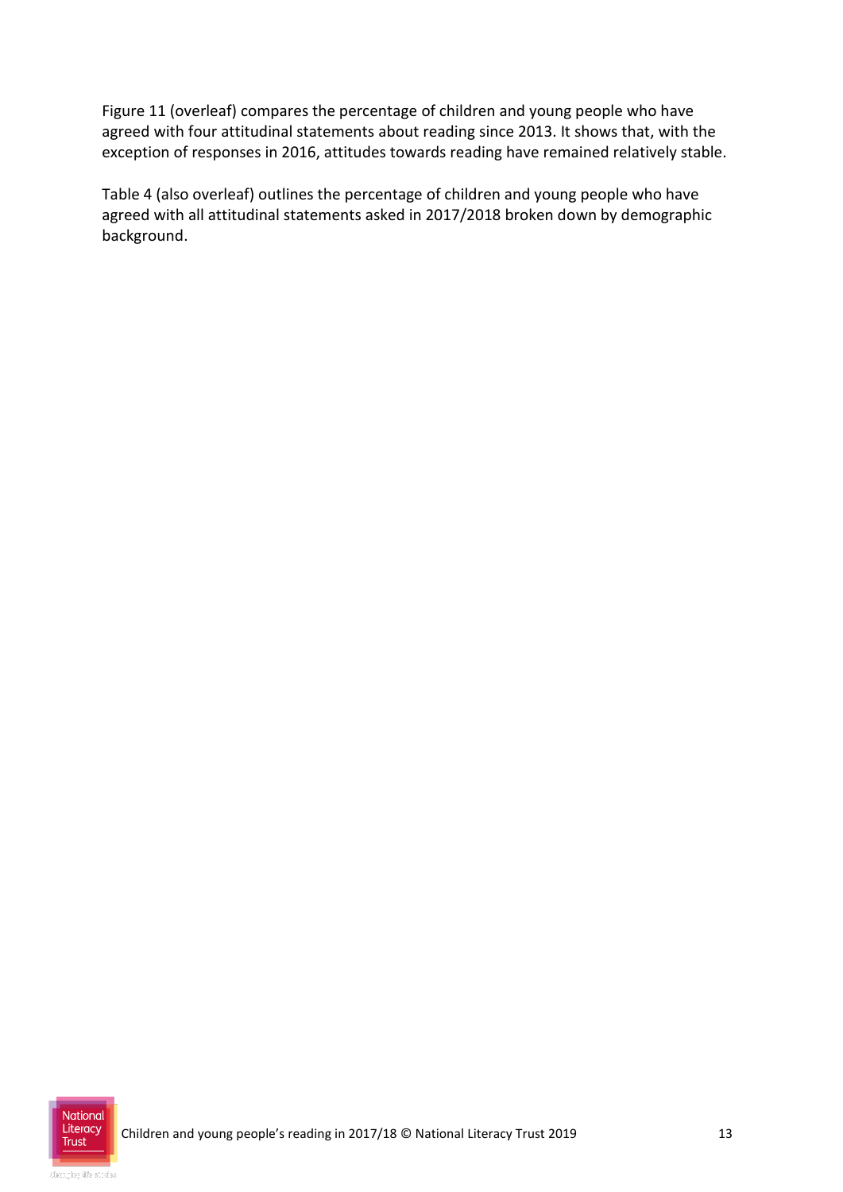Figure 11 (overleaf) compares the percentage of children and young people who have agreed with four attitudinal statements about reading since 2013. It shows that, with the exception of responses in 2016, attitudes towards reading have remained relatively stable.

Table 4 (also overleaf) outlines the percentage of children and young people who have agreed with all attitudinal statements asked in 2017/2018 broken down by demographic background.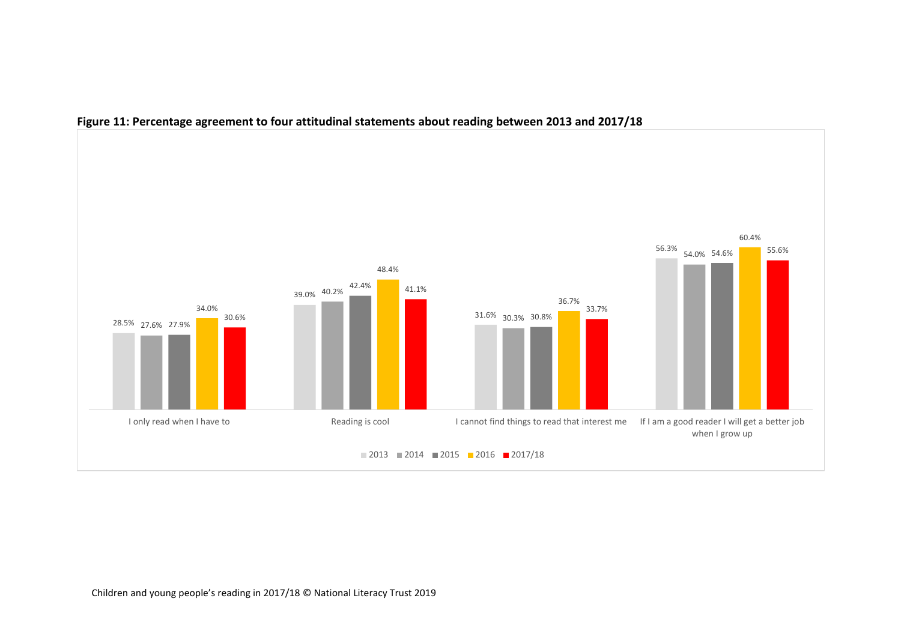**Figure 11: Percentage agreement to four attitudinal statements about reading between 2013 and 2017/18**

| | 2013 | 2014 | 2015 | 2016 | 2017/18 |
| --- | --- | --- | --- | --- | --- |
| I only read when I have to | 28.5% | 27.6% | 27.9% | 34.0% | 30.6% |
| Reading is cool | 39.0% | 40.2% | 42.4% | 48.4% | 41.1% |
| I cannot find things to read that interest me | 31.6% | 30.3% | 30.8% | 36.7% | 33.7% |
| If I am a good reader I will get a better job when I grow up | 56.3% | 54.0% | 54.6% | 60.4% | 55.6% |

Children and young people's reading in 2017/18 © National Literacy Trust 2019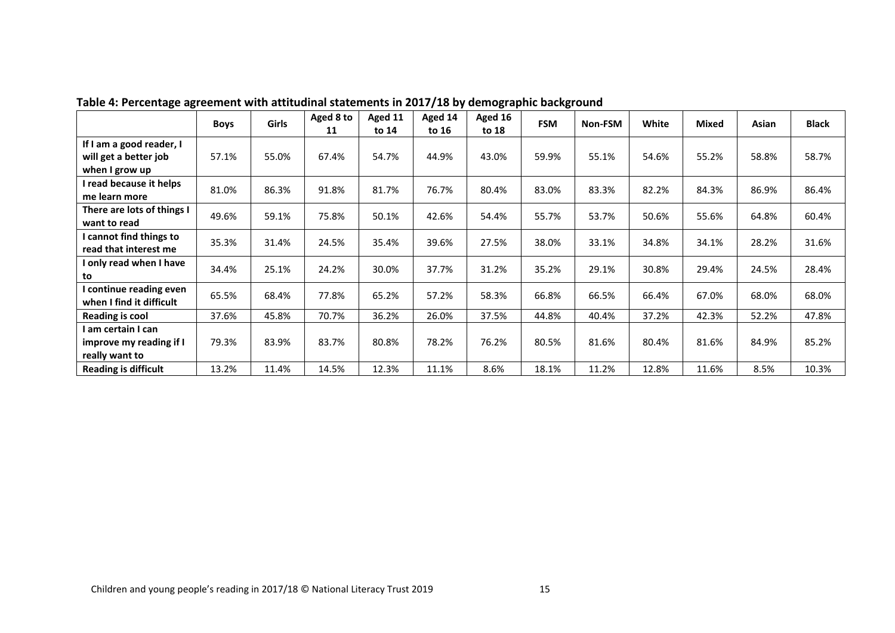**Table 4: Percentage agreement with attitudinal statements in 2017/18 by demographic background**

| | Boys | Girls | Aged 8 to 11 | Aged 11 to 14 | Aged 14 to 16 | Aged 16 to 18 | FSM | Non-FSM | White | Mixed | Asian | Black |
|---|---|---|---|---|---|---|---|---|---|---|---|---|
| **If I am a good reader, I will get a better job when I grow up** | 57.1% | 55.0% | 67.4% | 54.7% | 44.9% | 43.0% | 59.9% | 55.1% | 54.6% | 55.2% | 58.8% | 58.7% |
| **I read because it helps me learn more** | 81.0% | 86.3% | 91.8% | 81.7% | 76.7% | 80.4% | 83.0% | 83.3% | 82.2% | 84.3% | 86.9% | 86.4% |
| **There are lots of things I want to read** | 49.6% | 59.1% | 75.8% | 50.1% | 42.6% | 54.4% | 55.7% | 53.7% | 50.6% | 55.6% | 64.8% | 60.4% |
| **I cannot find things to read that interest me** | 35.3% | 31.4% | 24.5% | 35.4% | 39.6% | 27.5% | 38.0% | 33.1% | 34.8% | 34.1% | 28.2% | 31.6% |
| **I only read when I have to** | 34.4% | 25.1% | 24.2% | 30.0% | 37.7% | 31.2% | 35.2% | 29.1% | 30.8% | 29.4% | 24.5% | 28.4% |
| **I continue reading even when I find it difficult** | 65.5% | 68.4% | 77.8% | 65.2% | 57.2% | 58.3% | 66.8% | 66.5% | 66.4% | 67.0% | 68.0% | 68.0% |
| **Reading is cool** | 37.6% | 45.8% | 70.7% | 36.2% | 26.0% | 37.5% | 44.8% | 40.4% | 37.2% | 42.3% | 52.2% | 47.8% |
| **I am certain I can improve my reading if I really want to** | 79.3% | 83.9% | 83.7% | 80.8% | 78.2% | 76.2% | 80.5% | 81.6% | 80.4% | 81.6% | 84.9% | 85.2% |
| **Reading is difficult** | 13.2% | 11.4% | 14.5% | 12.3% | 11.1% | 8.6% | 18.1% | 11.2% | 12.8% | 11.6% | 8.5% | 10.3% |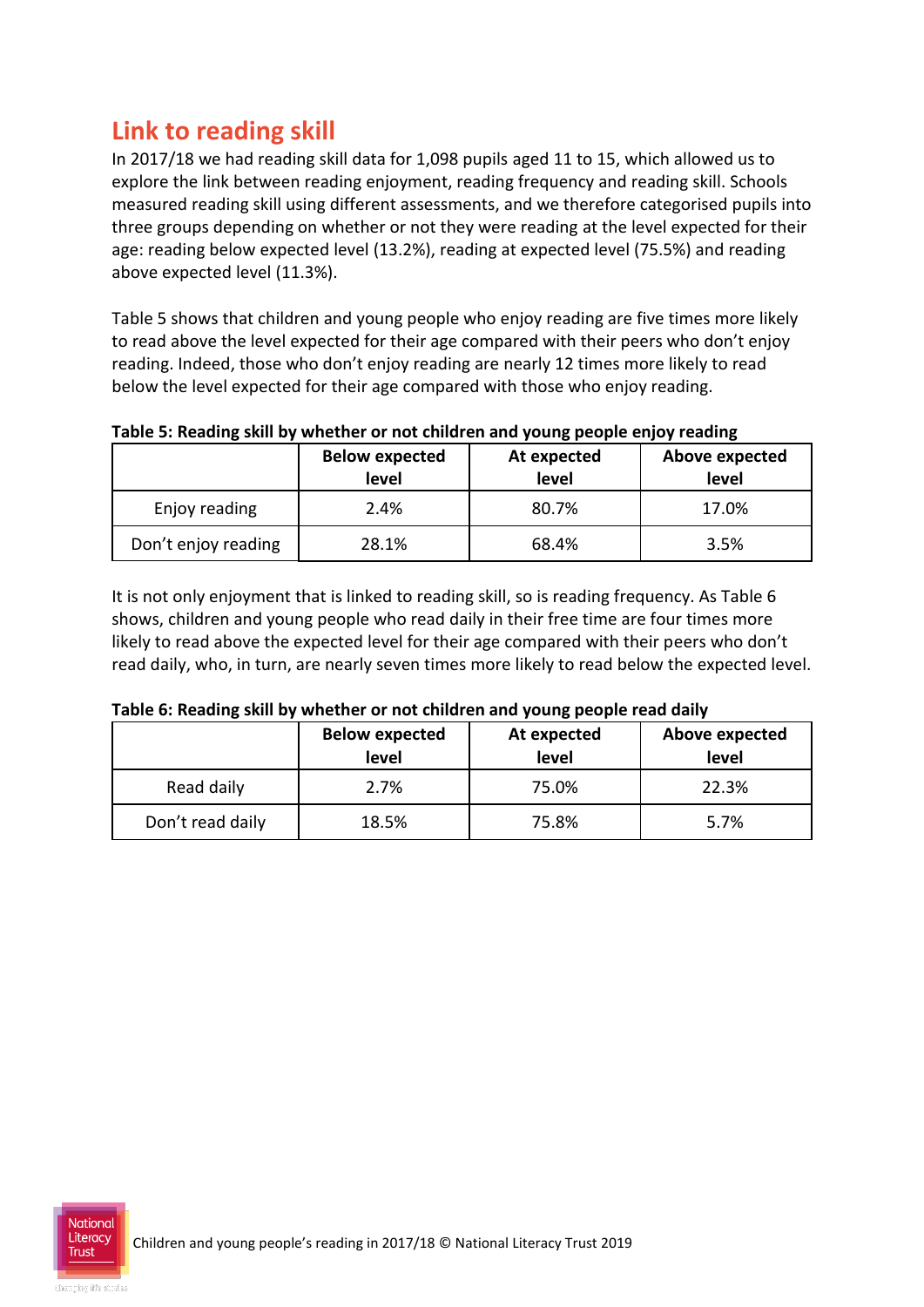## Link to reading skill

In 2017/18 we had reading skill data for 1,098 pupils aged 11 to 15, which allowed us to explore the link between reading enjoyment, reading frequency and reading skill. Schools measured reading skill using different assessments, and we therefore categorised pupils into three groups depending on whether or not they were reading at the level expected for their age: reading below expected level (13.2%), reading at expected level (75.5%) and reading above expected level (11.3%).

Table 5 shows that children and young people who enjoy reading are five times more likely to read above the level expected for their age compared with their peers who don't enjoy reading. Indeed, those who don't enjoy reading are nearly 12 times more likely to read below the level expected for their age compared with those who enjoy reading.

**Table 5: Reading skill by whether or not children and young people enjoy reading**

| | Below expected level | At expected level | Above expected level |
|---|---|---|---|
| Enjoy reading | 2.4% | 80.7% | 17.0% |
| Don't enjoy reading | 28.1% | 68.4% | 3.5% |

It is not only enjoyment that is linked to reading skill, so is reading frequency. As Table 6 shows, children and young people who read daily in their free time are four times more likely to read above the expected level for their age compared with their peers who don't read daily, who, in turn, are nearly seven times more likely to read below the expected level.

**Table 6: Reading skill by whether or not children and young people read daily**

| | Below expected level | At expected level | Above expected level |
|---|---|---|---|
| Read daily | 2.7% | 75.0% | 22.3% |
| Don't read daily | 18.5% | 75.8% | 5.7% |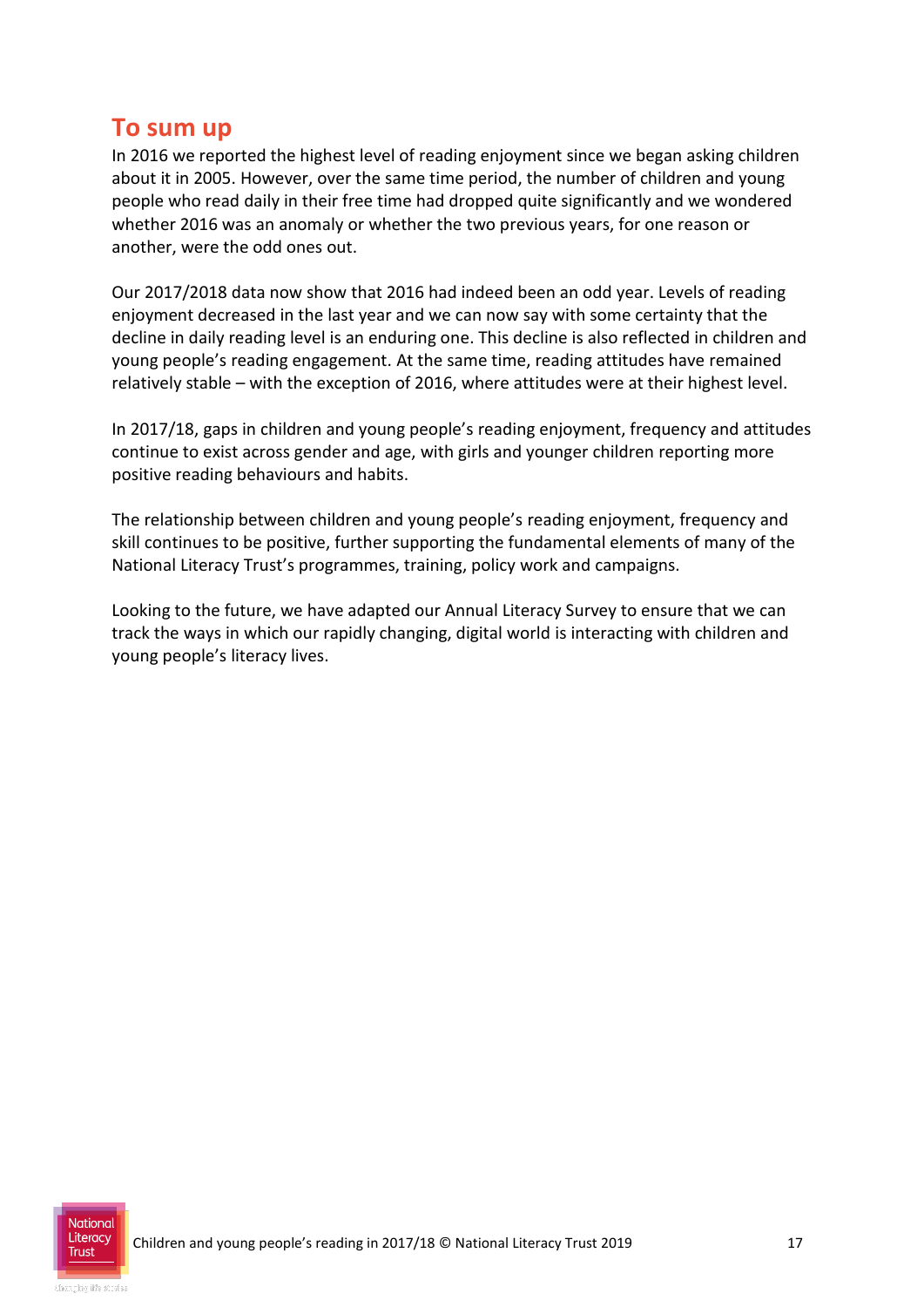## To sum up

In 2016 we reported the highest level of reading enjoyment since we began asking children about it in 2005. However, over the same time period, the number of children and young people who read daily in their free time had dropped quite significantly and we wondered whether 2016 was an anomaly or whether the two previous years, for one reason or another, were the odd ones out.

Our 2017/2018 data now show that 2016 had indeed been an odd year. Levels of reading enjoyment decreased in the last year and we can now say with some certainty that the decline in daily reading level is an enduring one. This decline is also reflected in children and young people's reading engagement. At the same time, reading attitudes have remained relatively stable – with the exception of 2016, where attitudes were at their highest level.

In 2017/18, gaps in children and young people's reading enjoyment, frequency and attitudes continue to exist across gender and age, with girls and younger children reporting more positive reading behaviours and habits.

The relationship between children and young people's reading enjoyment, frequency and skill continues to be positive, further supporting the fundamental elements of many of the National Literacy Trust's programmes, training, policy work and campaigns.

Looking to the future, we have adapted our Annual Literacy Survey to ensure that we can track the ways in which our rapidly changing, digital world is interacting with children and young people's literacy lives.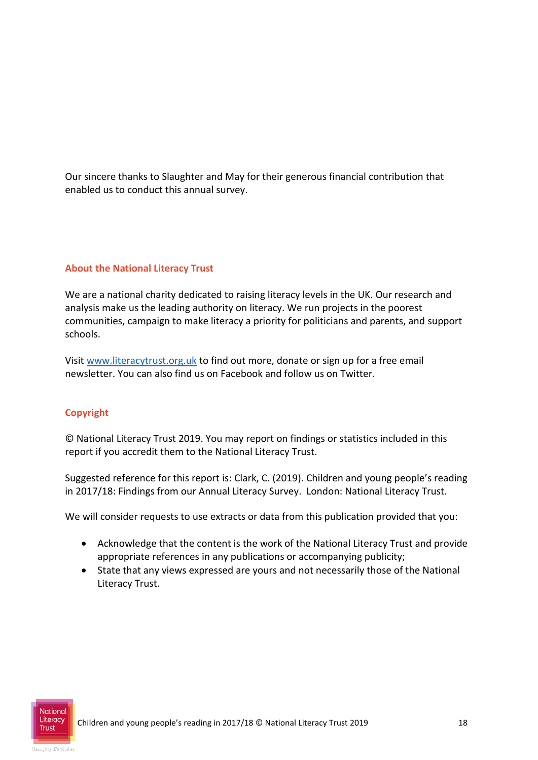Our sincere thanks to Slaughter and May for their generous financial contribution that enabled us to conduct this annual survey.

## About the National Literacy Trust

We are a national charity dedicated to raising literacy levels in the UK. Our research and analysis make us the leading authority on literacy. We run projects in the poorest communities, campaign to make literacy a priority for politicians and parents, and support schools.

Visit www.literacytrust.org.uk to find out more, donate or sign up for a free email newsletter. You can also find us on Facebook and follow us on Twitter.

## Copyright

© National Literacy Trust 2019. You may report on findings or statistics included in this report if you accredit them to the National Literacy Trust.

Suggested reference for this report is: Clark, C. (2019). Children and young people's reading in 2017/18: Findings from our Annual Literacy Survey. London: National Literacy Trust.

We will consider requests to use extracts or data from this publication provided that you:

- Acknowledge that the content is the work of the National Literacy Trust and provide appropriate references in any publications or accompanying publicity;
- State that any views expressed are yours and not necessarily those of the National Literacy Trust.